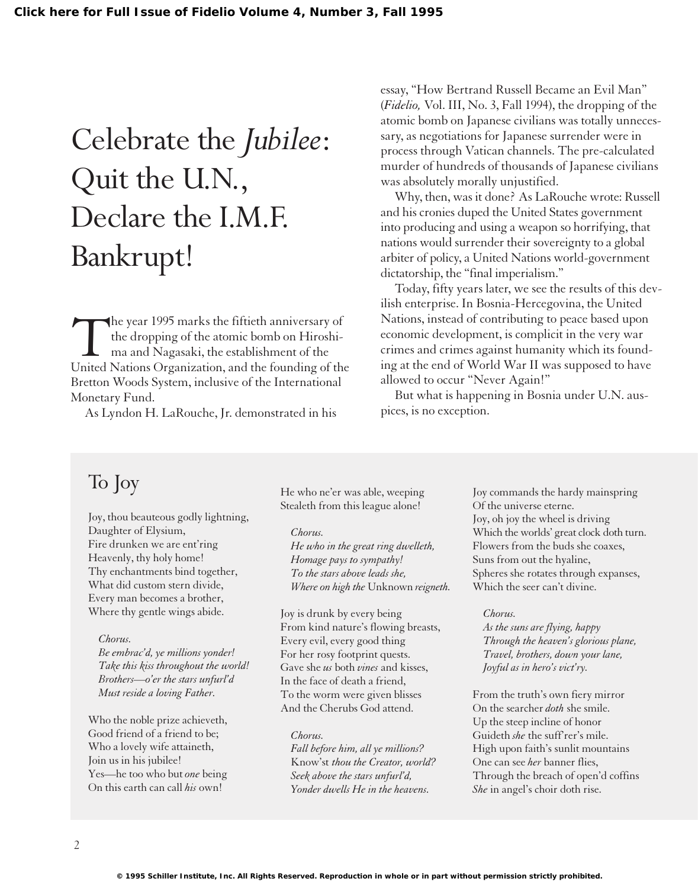# Celebrate the *Jubilee*: Quit the U.N., Declare the I.M.F. Bankrupt!

The year 1995 marks the fiftieth anniversary of the dropping of the atomic bomb on Hiroshima and Nagasaki, the establishment of the United Nations Organization, and the founding of the Bretton Woods System, inclusive of the International Monetary Fund.

As Lyndon H. LaRouche, Jr. demonstrated in his essay, "How Bertrand Russell Became an Evil Man" (*Fidelio,* Vol. III, No. 3, Fall 1994), the dropping of the atomic bomb on Japanese civilians was totally unnecessary, as negotiations for Japanese surrender were in process through Vatican channels. The pre-calculated murder of hundreds of thousands of Japanese civilians was absolutely morally unjustified.

Why, then, was it done? As LaRouche wrote: Russell and his cronies duped the United States government into producing and using a weapon so horrifying, that nations would surrender their sovereignty to a global arbiter of policy, a United Nations world-government dictatorship, the "final imperialism."

Today, fifty years later, we see the results of this devilish enterprise. In Bosnia-Hercegovina, the United Nations, instead of contributing to peace based upon economic development, is complicit in the very war crimes and crimes against humanity which its founding at the end of World War II was supposed to have allowed to occur "Never Again!"

But what is happening in Bosnia under U.N. auspices, is no exception.

## To Joy

Joy, thou beauteous godly lightning,
Daughter of Elysium,
Fire drunken we are ent'ring
Heavenly, thy holy home!
Thy enchantments bind together,
What did custom stern divide,
Every man becomes a brother,
Where thy gentle wings abide.

*Chorus.*
*Be embrac'd, ye millions yonder!*
*Take this kiss throughout the world!*
*Brothers—o'er the stars unfurl'd*
*Must reside a loving Father.*

Who the noble prize achieveth,
Good friend of a friend to be;
Who a lovely wife attaineth,
Join us in his jubilee!
Yes—he too who but *one* being
On this earth can call *his* own!
He who ne'er was able, weeping
Stealeth from this league alone!

*Chorus.*
*He who in the great ring dwelleth,*
*Homage pays to sympathy!*
*To the stars above leads she,*
*Where on high the* Unknown *reigneth.*

Joy is drunk by every being
From kind nature's flowing breasts,
Every evil, every good thing
For her rosy footprint quests.
Gave she *us* both *vines* and kisses,
In the face of death a friend,
To the worm were given blisses
And the Cherubs God attend.

*Chorus.*
*Fall before him, all ye millions?*
*Know'st* thou *the Creator, world?*
*Seek above the stars unfurl'd,*
*Yonder dwells He in the heavens.*

Joy commands the hardy mainspring
Of the universe eterne.
Joy, oh joy the wheel is driving
Which the worlds' great clock doth turn.
Flowers from the buds she coaxes,
Suns from out the hyaline,
Spheres she rotates through expanses,
Which the seer can't divine.

*Chorus.*
*As the suns are flying, happy*
*Through the heaven's glorious plane,*
*Travel, brothers, down your lane,*
*Joyful as in hero's vict'ry.*

From the truth's own fiery mirror
On the searcher *doth* she smile.
Up the steep incline of honor
Guideth *she* the suff'rer's mile.
High upon faith's sunlit mountains
One can see *her* banner flies,
Through the breach of open'd coffins
*She* in angel's choir doth rise.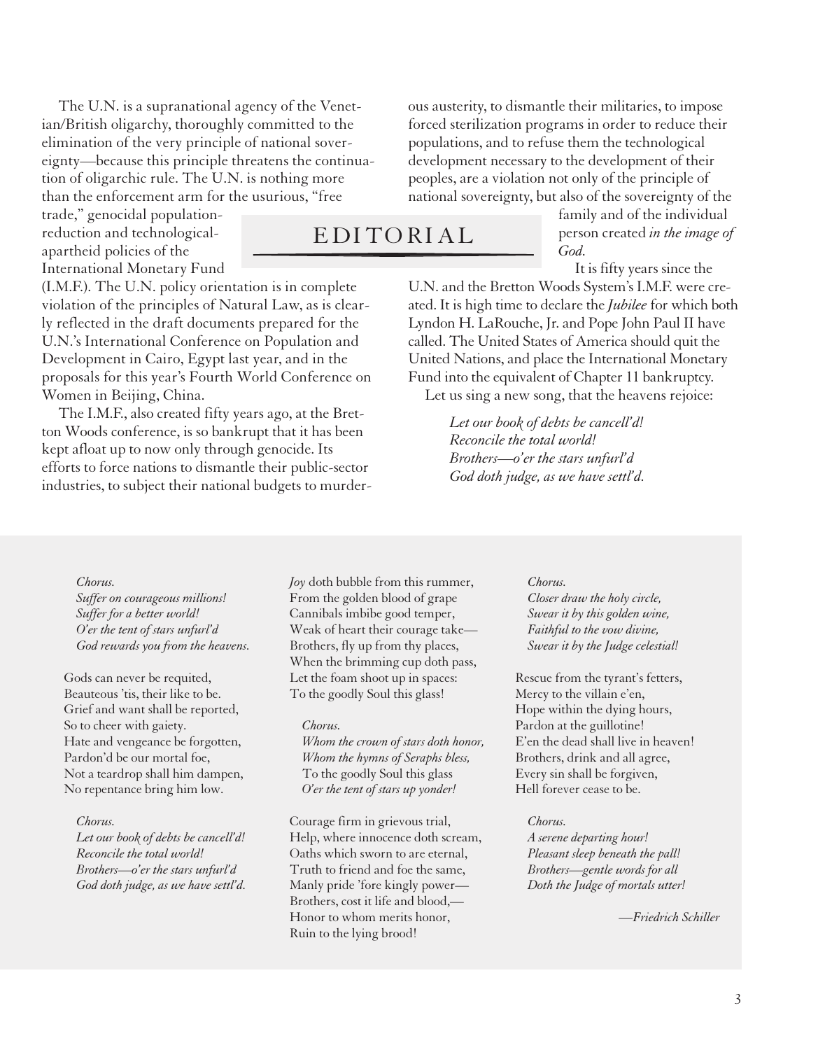# EDITORIAL

The U.N. is a supranational agency of the Venetian/British oligarchy, thoroughly committed to the elimination of the very principle of national sovereignty—because this principle threatens the continuation of oligarchic rule. The U.N. is nothing more than the enforcement arm for the usurious, "free trade," genocidal population-reduction and technological-apartheid policies of the International Monetary Fund (I.M.F.). The U.N. policy orientation is in complete violation of the principles of Natural Law, as is clearly reflected in the draft documents prepared for the U.N.'s International Conference on Population and Development in Cairo, Egypt last year, and in the proposals for this year's Fourth World Conference on Women in Beijing, China.

The I.M.F., also created fifty years ago, at the Bretton Woods conference, is so bankrupt that it has been kept afloat up to now only through genocide. Its efforts to force nations to dismantle their public-sector industries, to subject their national budgets to murderous austerity, to dismantle their militaries, to impose forced sterilization programs in order to reduce their populations, and to refuse them the technological development necessary to the development of their peoples, are a violation not only of the principle of national sovereignty, but also of the sovereignty of the family and of the individual person created *in the image of God.*

It is fifty years since the U.N. and the Bretton Woods System's I.M.F. were created. It is high time to declare the *Jubilee* for which both Lyndon H. LaRouche, Jr. and Pope John Paul II have called. The United States of America should quit the United Nations, and place the International Monetary Fund into the equivalent of Chapter 11 bankruptcy.

Let us sing a new song, that the heavens rejoice:

*Let our book of debts be cancell'd!*
*Reconcile the total world!*
*Brothers—o'er the stars unfurl'd*
*God doth judge, as we have settl'd.*

---

*Chorus.*
*Suffer on courageous millions!*
*Suffer for a better world!*
*O'er the tent of stars unfurl'd*
*God rewards you from the heavens.*

Gods can never be requited,
Beauteous 'tis, their like to be.
Grief and want shall be reported,
So to cheer with gaiety.
Hate and vengeance be forgotten,
Pardon'd be our mortal foe,
Not a teardrop shall him dampen,
No repentance bring him low.

*Chorus.*
*Let our book of debts be cancell'd!*
*Reconcile the total world!*
*Brothers—o'er the stars unfurl'd*
*God doth judge, as we have settl'd.*

*Joy* doth bubble from this rummer,
From the golden blood of grape
Cannibals imbibe good temper,
Weak of heart their courage take—
Brothers, fly up from thy places,
When the brimming cup doth pass,
Let the foam shoot up in spaces:
To the goodly Soul this glass!

*Chorus.*
*Whom the crown of stars doth honor,*
*Whom the hymns of Seraphs bless,*
To the goodly Soul this glass
*O'er the tent of stars up yonder!*

Courage firm in grievous trial,
Help, where innocence doth scream,
Oaths which sworn to are eternal,
Truth to friend and foe the same,
Manly pride 'fore kingly power—
Brothers, cost it life and blood,—
Honor to whom merits honor,
Ruin to the lying brood!

*Chorus.*
*Closer draw the holy circle,*
*Swear it by this golden wine,*
*Faithful to the vow divine,*
*Swear it by the Judge celestial!*

Rescue from the tyrant's fetters,
Mercy to the villain e'en,
Hope within the dying hours,
Pardon at the guillotine!
E'en the dead shall live in heaven!
Brothers, drink and all agree,
Every sin shall be forgiven,
Hell forever cease to be.

*Chorus.*
*A serene departing hour!*
*Pleasant sleep beneath the pall!*
*Brothers—gentle words for all*
*Doth the Judge of mortals utter!*

*—Friedrich Schiller*